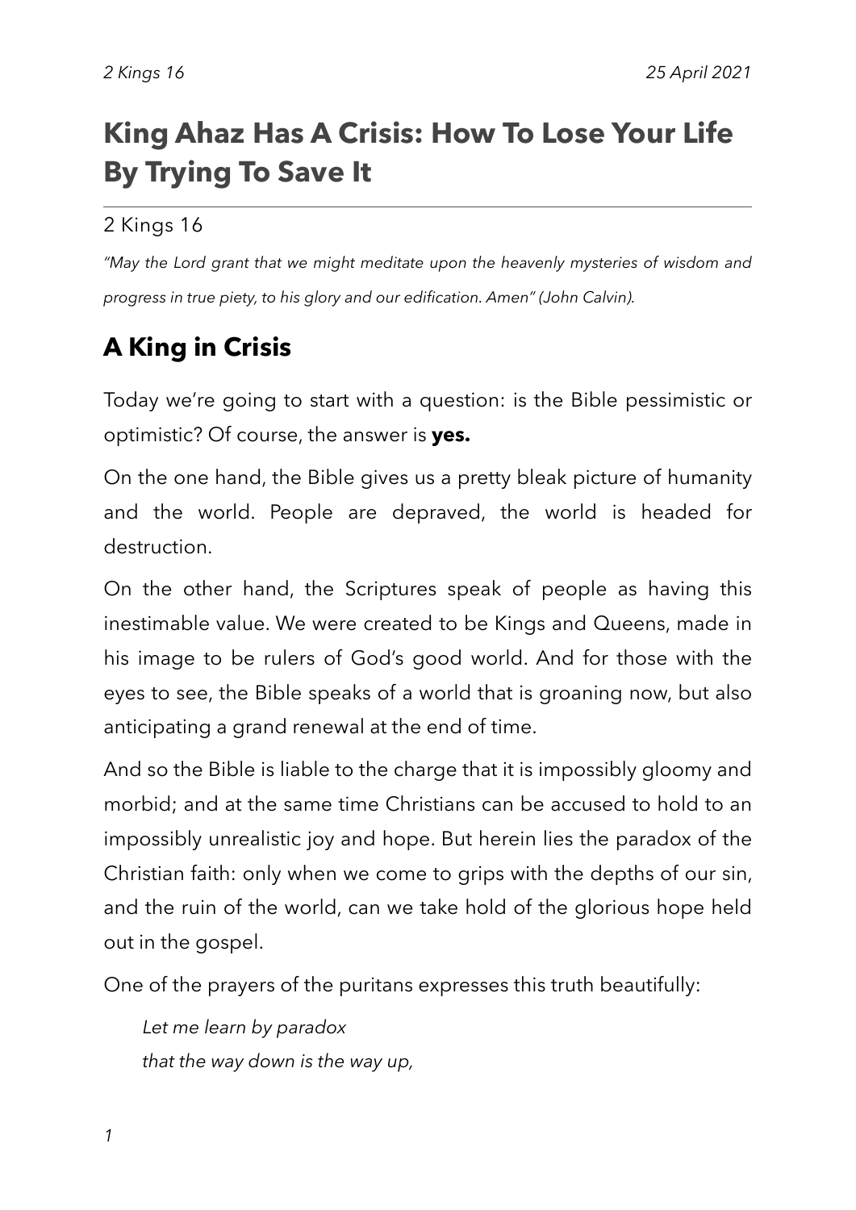# King Ahaz Has A Crisis: How To Lose Your Life By Trying To Save It

2 Kings 16

*"May the Lord grant that we might meditate upon the heavenly mysteries of wisdom and progress in true piety, to his glory and our edification. Amen" (John Calvin).*

## A King in Crisis

Today we're going to start with a question: is the Bible pessimistic or optimistic? Of course, the answer is **yes.**

On the one hand, the Bible gives us a pretty bleak picture of humanity and the world. People are depraved, the world is headed for destruction.

On the other hand, the Scriptures speak of people as having this inestimable value. We were created to be Kings and Queens, made in his image to be rulers of God's good world. And for those with the eyes to see, the Bible speaks of a world that is groaning now, but also anticipating a grand renewal at the end of time.

And so the Bible is liable to the charge that it is impossibly gloomy and morbid; and at the same time Christians can be accused to hold to an impossibly unrealistic joy and hope. But herein lies the paradox of the Christian faith: only when we come to grips with the depths of our sin, and the ruin of the world, can we take hold of the glorious hope held out in the gospel.

One of the prayers of the puritans expresses this truth beautifully:

> *Let me learn by paradox*
> *that the way down is the way up,*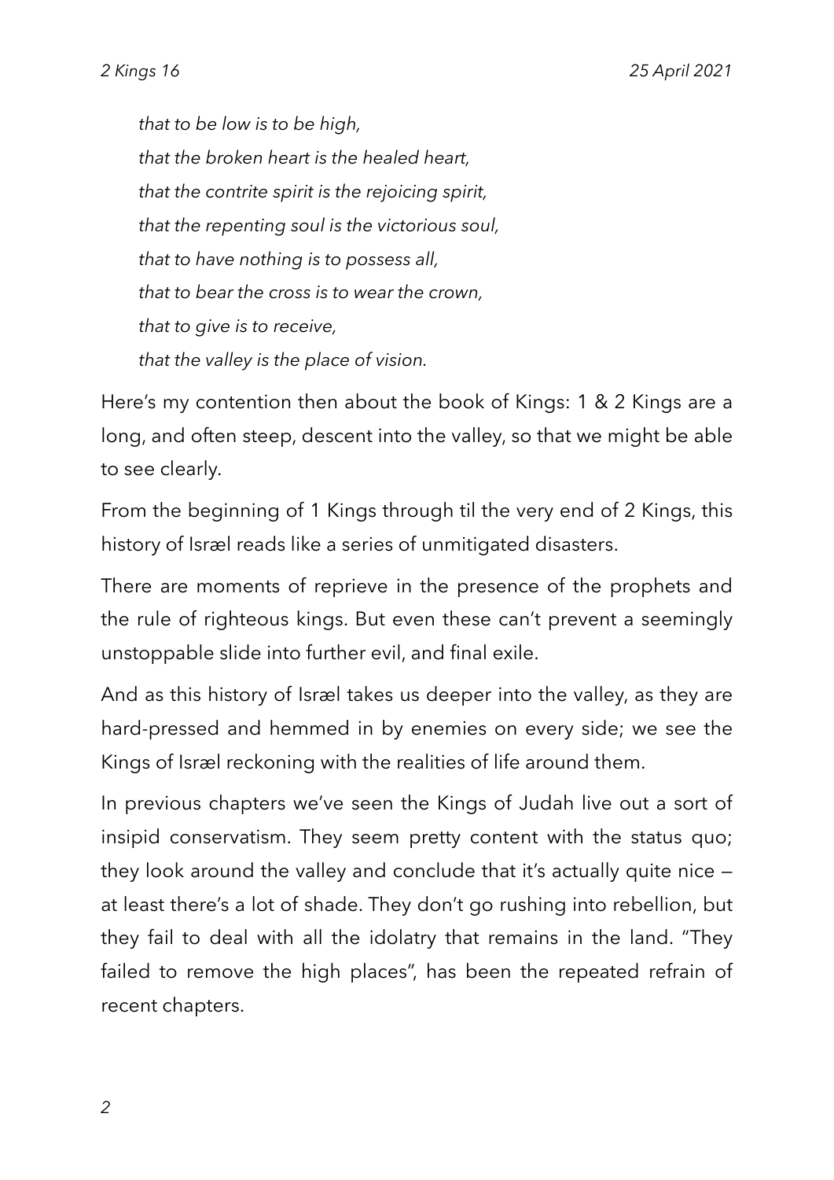*that to be low is to be high,*
*that the broken heart is the healed heart,*
*that the contrite spirit is the rejoicing spirit,*
*that the repenting soul is the victorious soul,*
*that to have nothing is to possess all,*
*that to bear the cross is to wear the crown,*
*that to give is to receive,*
*that the valley is the place of vision.*

Here's my contention then about the book of Kings: 1 & 2 Kings are a long, and often steep, descent into the valley, so that we might be able to see clearly.

From the beginning of 1 Kings through til the very end of 2 Kings, this history of Isræl reads like a series of unmitigated disasters.

There are moments of reprieve in the presence of the prophets and the rule of righteous kings. But even these can't prevent a seemingly unstoppable slide into further evil, and final exile.

And as this history of Isræl takes us deeper into the valley, as they are hard-pressed and hemmed in by enemies on every side; we see the Kings of Isræl reckoning with the realities of life around them.

In previous chapters we've seen the Kings of Judah live out a sort of insipid conservatism. They seem pretty content with the status quo; they look around the valley and conclude that it's actually quite nice — at least there's a lot of shade. They don't go rushing into rebellion, but they fail to deal with all the idolatry that remains in the land. "They failed to remove the high places", has been the repeated refrain of recent chapters.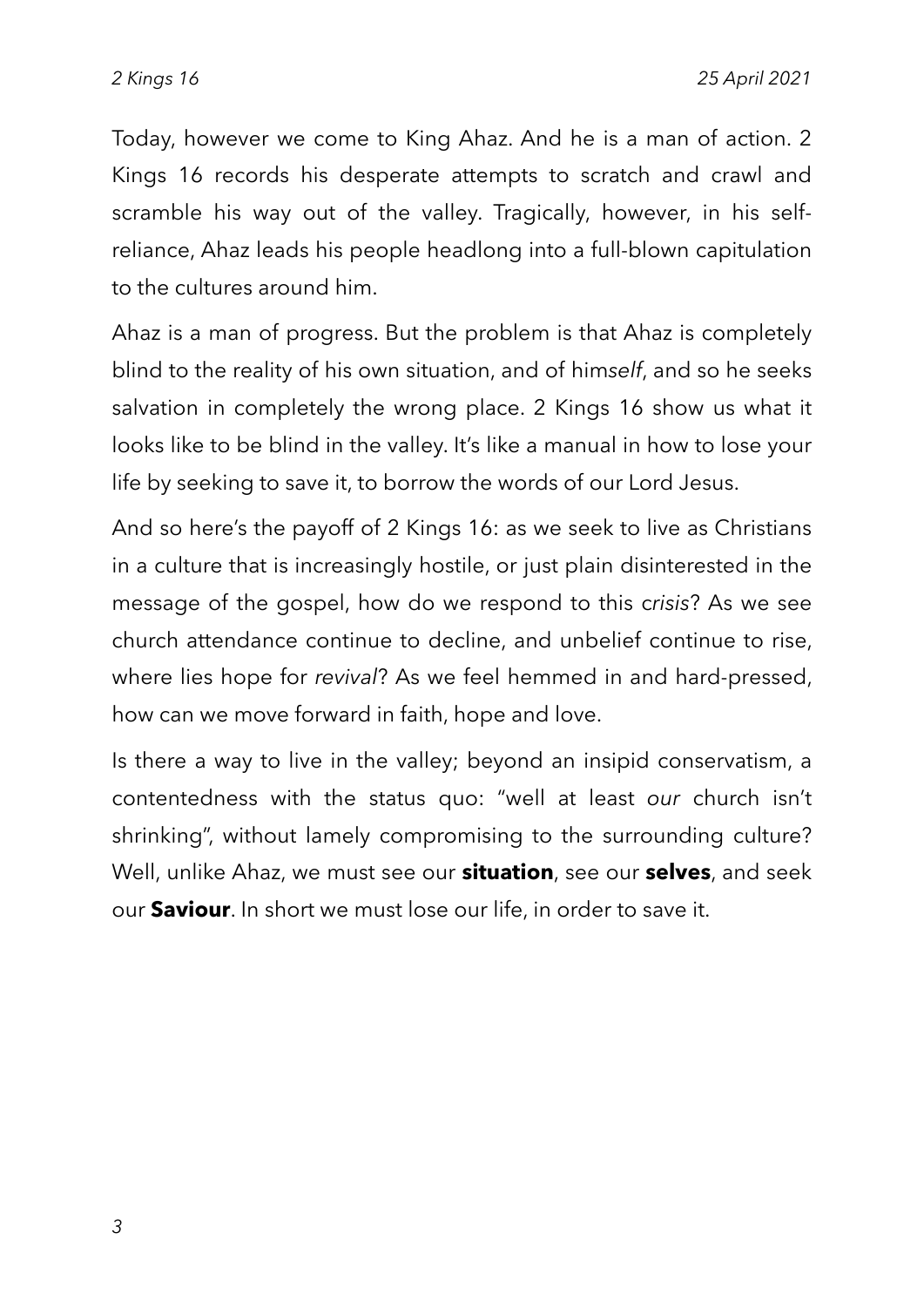Today, however we come to King Ahaz. And he is a man of action. 2 Kings 16 records his desperate attempts to scratch and crawl and scramble his way out of the valley. Tragically, however, in his self-reliance, Ahaz leads his people headlong into a full-blown capitulation to the cultures around him.

Ahaz is a man of progress. But the problem is that Ahaz is completely blind to the reality of his own situation, and of him*self*, and so he seeks salvation in completely the wrong place. 2 Kings 16 show us what it looks like to be blind in the valley. It's like a manual in how to lose your life by seeking to save it, to borrow the words of our Lord Jesus.

And so here's the payoff of 2 Kings 16: as we seek to live as Christians in a culture that is increasingly hostile, or just plain disinterested in the message of the gospel, how do we respond to this *crisis*? As we see church attendance continue to decline, and unbelief continue to rise, where lies hope for *revival*? As we feel hemmed in and hard-pressed, how can we move forward in faith, hope and love.

Is there a way to live in the valley; beyond an insipid conservatism, a contentedness with the status quo: "well at least *our* church isn't shrinking", without lamely compromising to the surrounding culture? Well, unlike Ahaz, we must see our **situation**, see our **selves**, and seek our **Saviour**. In short we must lose our life, in order to save it.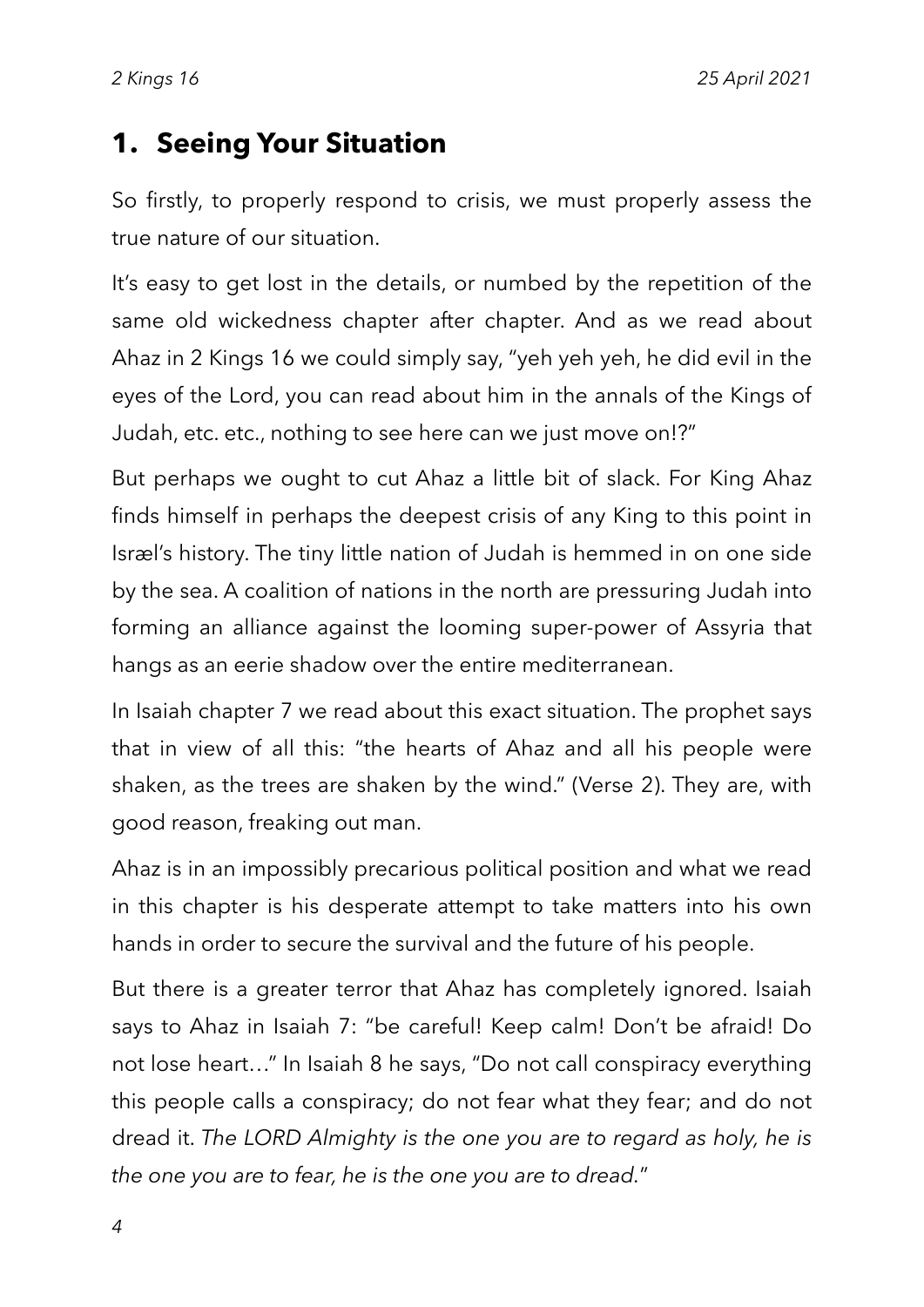## 1. Seeing Your Situation

So firstly, to properly respond to crisis, we must properly assess the true nature of our situation.

It's easy to get lost in the details, or numbed by the repetition of the same old wickedness chapter after chapter. And as we read about Ahaz in 2 Kings 16 we could simply say, "yeh yeh yeh, he did evil in the eyes of the Lord, you can read about him in the annals of the Kings of Judah, etc. etc., nothing to see here can we just move on!?"

But perhaps we ought to cut Ahaz a little bit of slack. For King Ahaz finds himself in perhaps the deepest crisis of any King to this point in Isræl's history. The tiny little nation of Judah is hemmed in on one side by the sea. A coalition of nations in the north are pressuring Judah into forming an alliance against the looming super-power of Assyria that hangs as an eerie shadow over the entire mediterranean.

In Isaiah chapter 7 we read about this exact situation. The prophet says that in view of all this: "the hearts of Ahaz and all his people were shaken, as the trees are shaken by the wind." (Verse 2). They are, with good reason, freaking out man.

Ahaz is in an impossibly precarious political position and what we read in this chapter is his desperate attempt to take matters into his own hands in order to secure the survival and the future of his people.

But there is a greater terror that Ahaz has completely ignored. Isaiah says to Ahaz in Isaiah 7: "be careful! Keep calm! Don't be afraid! Do not lose heart…" In Isaiah 8 he says, "Do not call conspiracy everything this people calls a conspiracy; do not fear what they fear; and do not dread it. *The LORD Almighty is the one you are to regard as holy, he is the one you are to fear, he is the one you are to dread.*"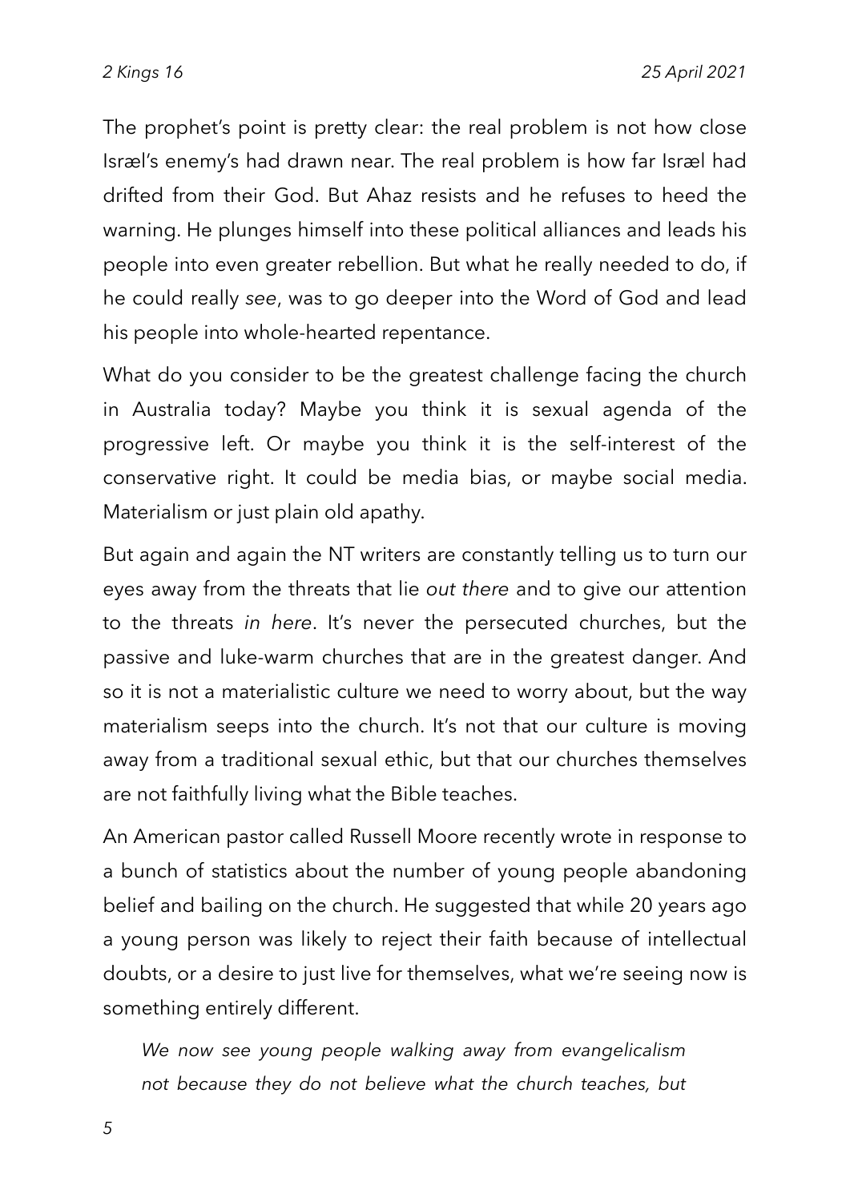The prophet's point is pretty clear: the real problem is not how close Isræl's enemy's had drawn near. The real problem is how far Isræl had drifted from their God. But Ahaz resists and he refuses to heed the warning. He plunges himself into these political alliances and leads his people into even greater rebellion. But what he really needed to do, if he could really *see*, was to go deeper into the Word of God and lead his people into whole-hearted repentance.

What do you consider to be the greatest challenge facing the church in Australia today? Maybe you think it is sexual agenda of the progressive left. Or maybe you think it is the self-interest of the conservative right. It could be media bias, or maybe social media. Materialism or just plain old apathy.

But again and again the NT writers are constantly telling us to turn our eyes away from the threats that lie *out there* and to give our attention to the threats *in here*. It's never the persecuted churches, but the passive and luke-warm churches that are in the greatest danger. And so it is not a materialistic culture we need to worry about, but the way materialism seeps into the church. It's not that our culture is moving away from a traditional sexual ethic, but that our churches themselves are not faithfully living what the Bible teaches.

An American pastor called Russell Moore recently wrote in response to a bunch of statistics about the number of young people abandoning belief and bailing on the church. He suggested that while 20 years ago a young person was likely to reject their faith because of intellectual doubts, or a desire to just live for themselves, what we're seeing now is something entirely different.

> *We now see young people walking away from evangelicalism not because they do not believe what the church teaches, but*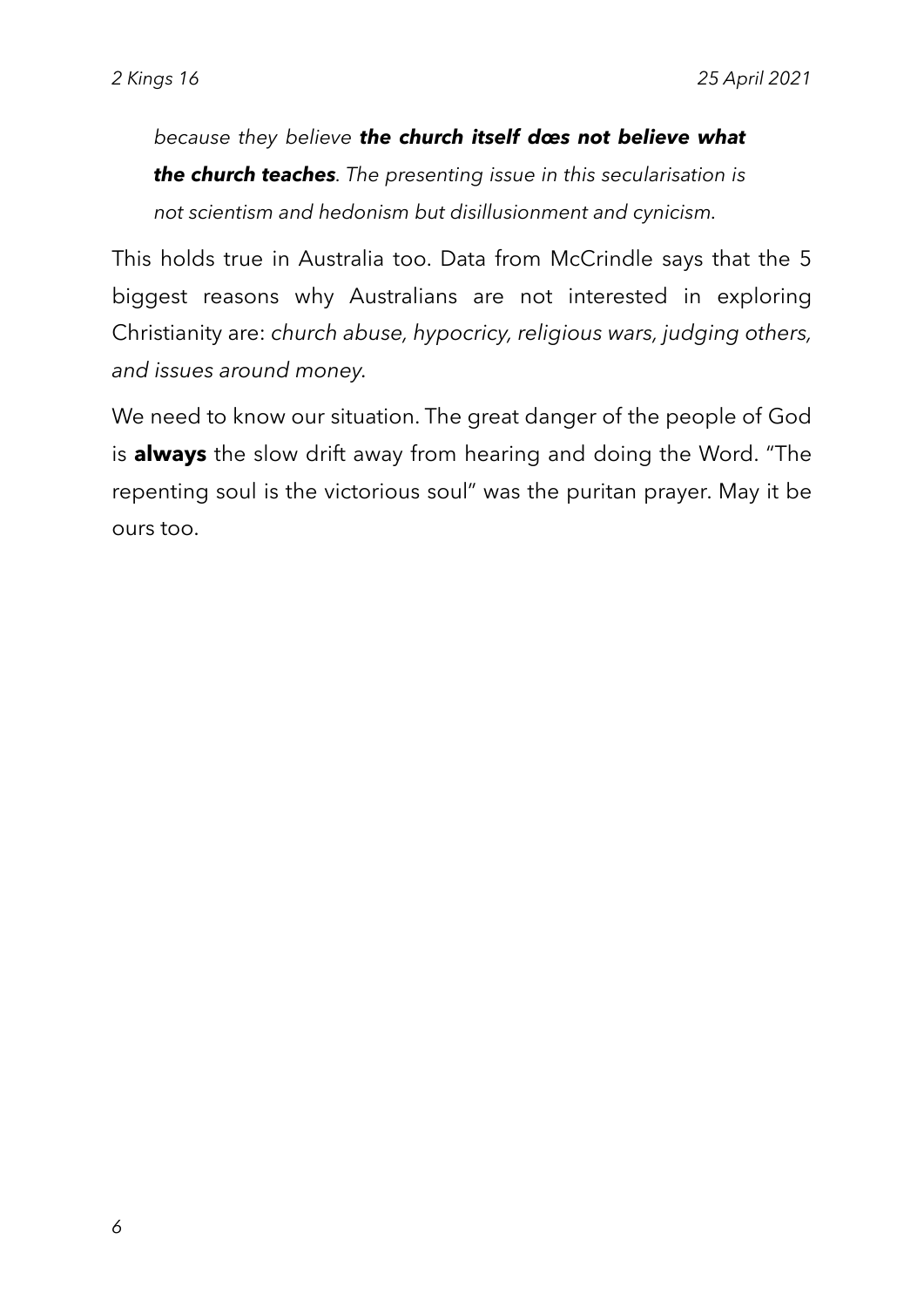> *because they believe* ***the church itself dœs not believe what the church teaches****. The presenting issue in this secularisation is not scientism and hedonism but disillusionment and cynicism.*

This holds true in Australia too. Data from McCrindle says that the 5 biggest reasons why Australians are not interested in exploring Christianity are: *church abuse, hypocricy, religious wars, judging others, and issues around money.*

We need to know our situation. The great danger of the people of God is **always** the slow drift away from hearing and doing the Word. "The repenting soul is the victorious soul" was the puritan prayer. May it be ours too.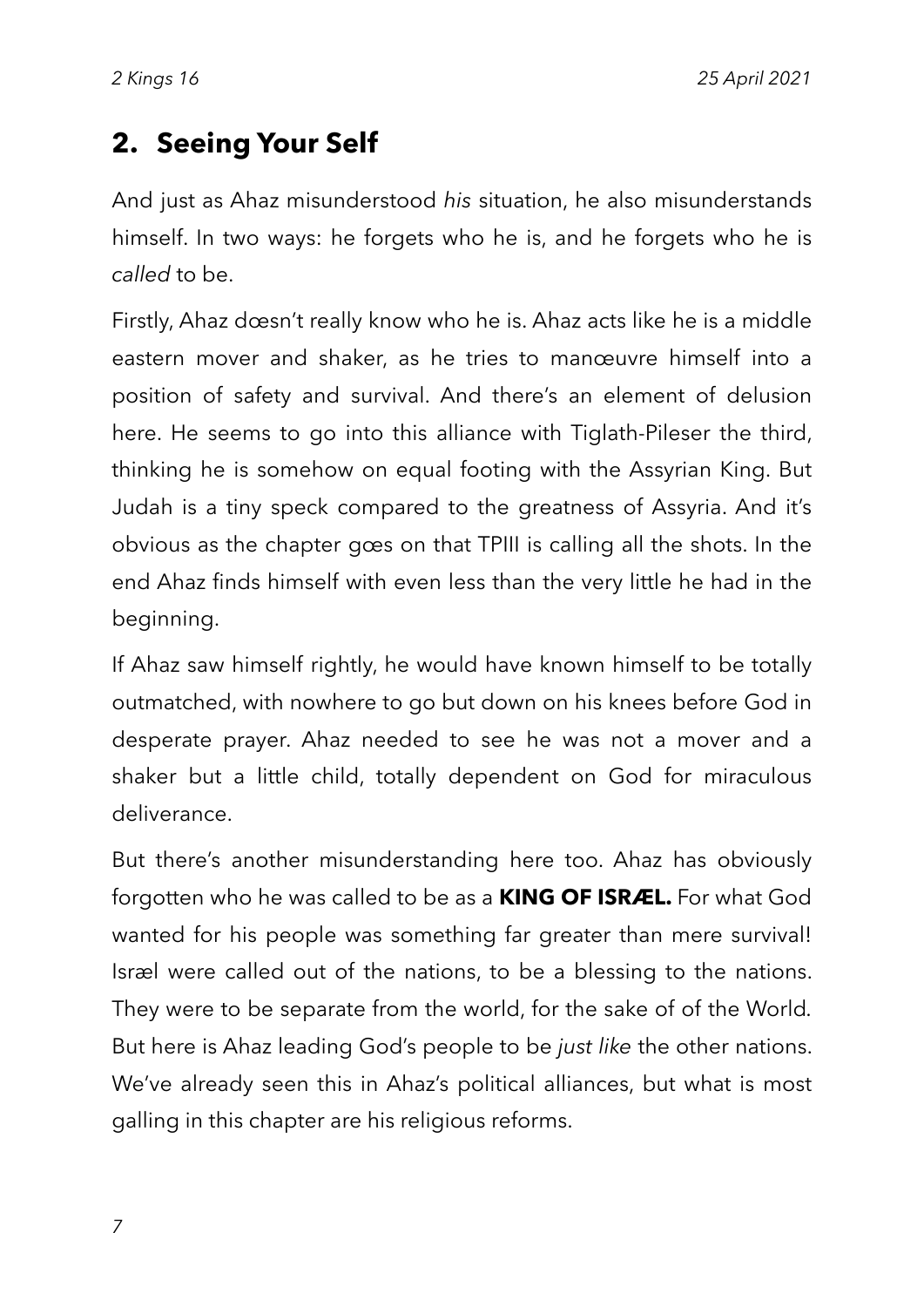## 2. Seeing Your Self

And just as Ahaz misunderstood *his* situation, he also misunderstands himself. In two ways: he forgets who he is, and he forgets who he is *called* to be.

Firstly, Ahaz dœsn't really know who he is. Ahaz acts like he is a middle eastern mover and shaker, as he tries to manœuvre himself into a position of safety and survival. And there's an element of delusion here. He seems to go into this alliance with Tiglath-Pileser the third, thinking he is somehow on equal footing with the Assyrian King. But Judah is a tiny speck compared to the greatness of Assyria. And it's obvious as the chapter gœs on that TPIII is calling all the shots. In the end Ahaz finds himself with even less than the very little he had in the beginning.

If Ahaz saw himself rightly, he would have known himself to be totally outmatched, with nowhere to go but down on his knees before God in desperate prayer. Ahaz needed to see he was not a mover and a shaker but a little child, totally dependent on God for miraculous deliverance.

But there's another misunderstanding here too. Ahaz has obviously forgotten who he was called to be as a **KING OF ISRÆL.** For what God wanted for his people was something far greater than mere survival! Isræl were called out of the nations, to be a blessing to the nations. They were to be separate from the world, for the sake of of the World. But here is Ahaz leading God's people to be *just like* the other nations. We've already seen this in Ahaz's political alliances, but what is most galling in this chapter are his religious reforms.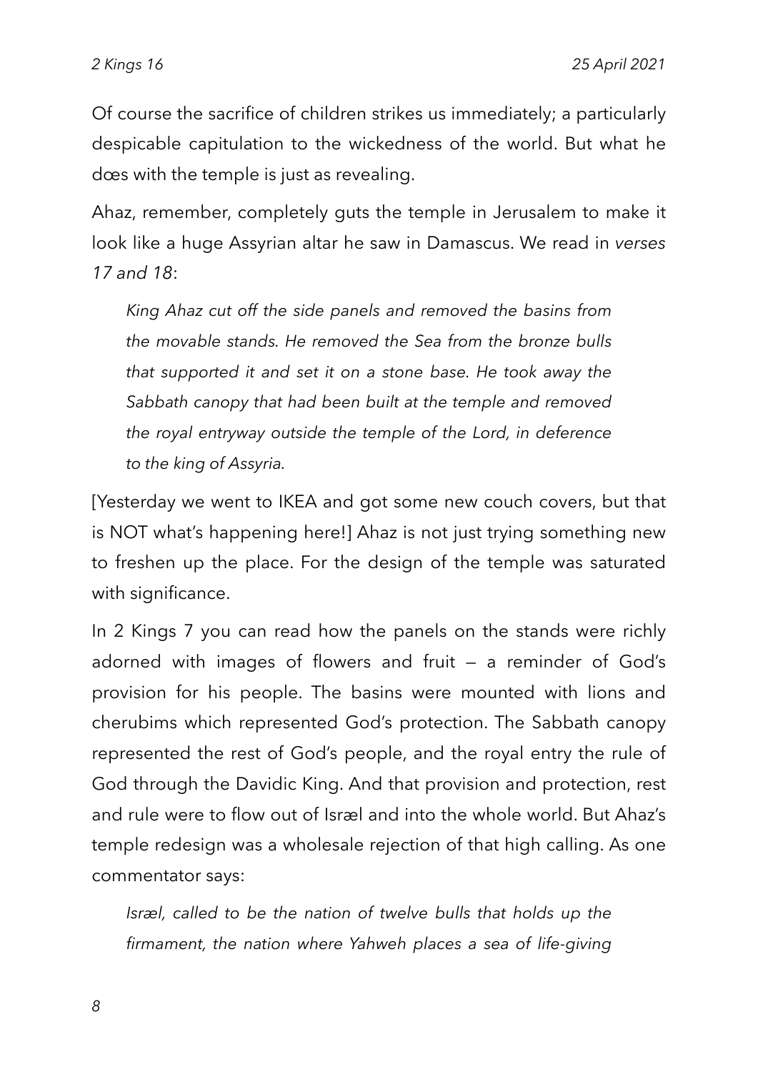Of course the sacrifice of children strikes us immediately; a particularly despicable capitulation to the wickedness of the world. But what he dœs with the temple is just as revealing.

Ahaz, remember, completely guts the temple in Jerusalem to make it look like a huge Assyrian altar he saw in Damascus. We read in *verses 17 and 18*:

> *King Ahaz cut off the side panels and removed the basins from the movable stands. He removed the Sea from the bronze bulls that supported it and set it on a stone base. He took away the Sabbath canopy that had been built at the temple and removed the royal entryway outside the temple of the Lord, in deference to the king of Assyria.*

[Yesterday we went to IKEA and got some new couch covers, but that is NOT what's happening here!] Ahaz is not just trying something new to freshen up the place. For the design of the temple was saturated with significance.

In 2 Kings 7 you can read how the panels on the stands were richly adorned with images of flowers and fruit — a reminder of God's provision for his people. The basins were mounted with lions and cherubims which represented God's protection. The Sabbath canopy represented the rest of God's people, and the royal entry the rule of God through the Davidic King. And that provision and protection, rest and rule were to flow out of Isræl and into the whole world. But Ahaz's temple redesign was a wholesale rejection of that high calling. As one commentator says:

> *Isræl, called to be the nation of twelve bulls that holds up the firmament, the nation where Yahweh places a sea of life-giving*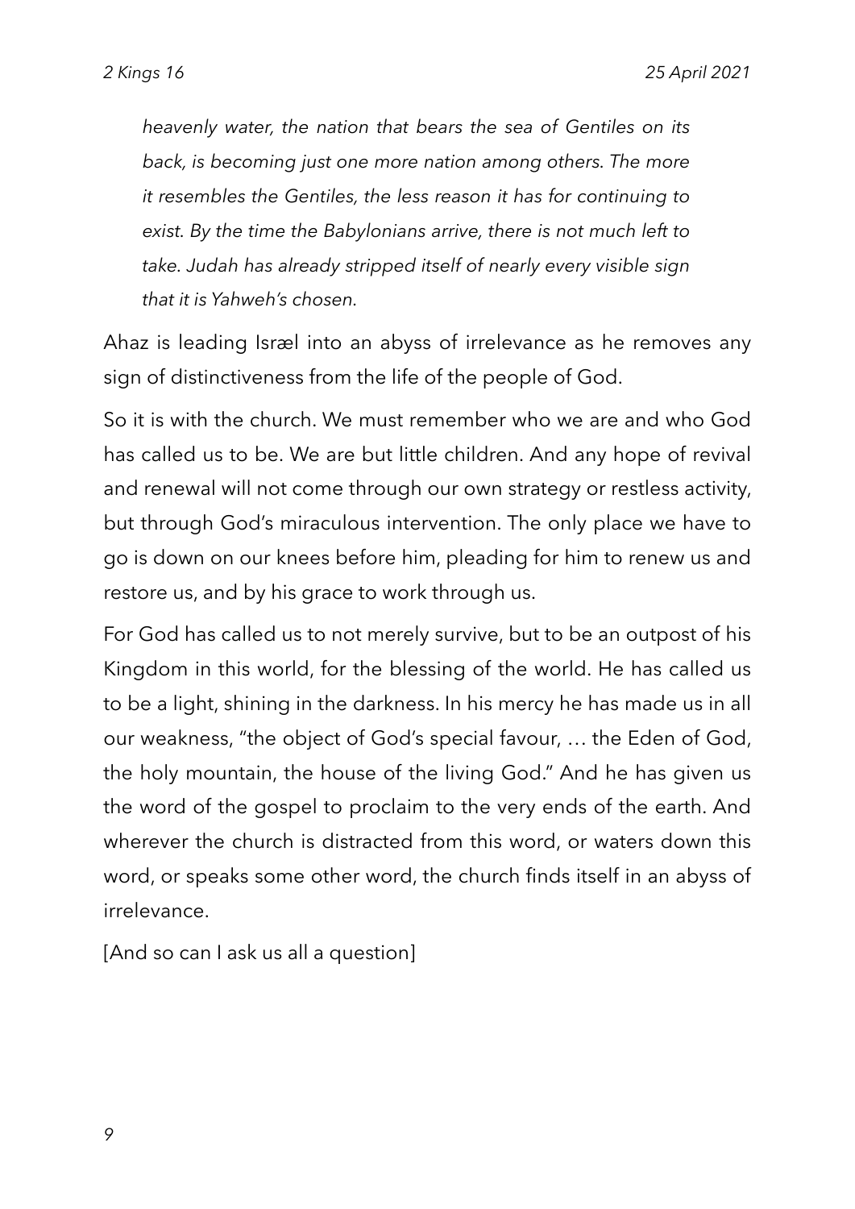*heavenly water, the nation that bears the sea of Gentiles on its back, is becoming just one more nation among others. The more it resembles the Gentiles, the less reason it has for continuing to exist. By the time the Babylonians arrive, there is not much left to take. Judah has already stripped itself of nearly every visible sign that it is Yahweh's chosen.*

Ahaz is leading Isræl into an abyss of irrelevance as he removes any sign of distinctiveness from the life of the people of God.

So it is with the church. We must remember who we are and who God has called us to be. We are but little children. And any hope of revival and renewal will not come through our own strategy or restless activity, but through God's miraculous intervention. The only place we have to go is down on our knees before him, pleading for him to renew us and restore us, and by his grace to work through us.

For God has called us to not merely survive, but to be an outpost of his Kingdom in this world, for the blessing of the world. He has called us to be a light, shining in the darkness. In his mercy he has made us in all our weakness, "the object of God's special favour, … the Eden of God, the holy mountain, the house of the living God." And he has given us the word of the gospel to proclaim to the very ends of the earth. And wherever the church is distracted from this word, or waters down this word, or speaks some other word, the church finds itself in an abyss of irrelevance.

[And so can I ask us all a question]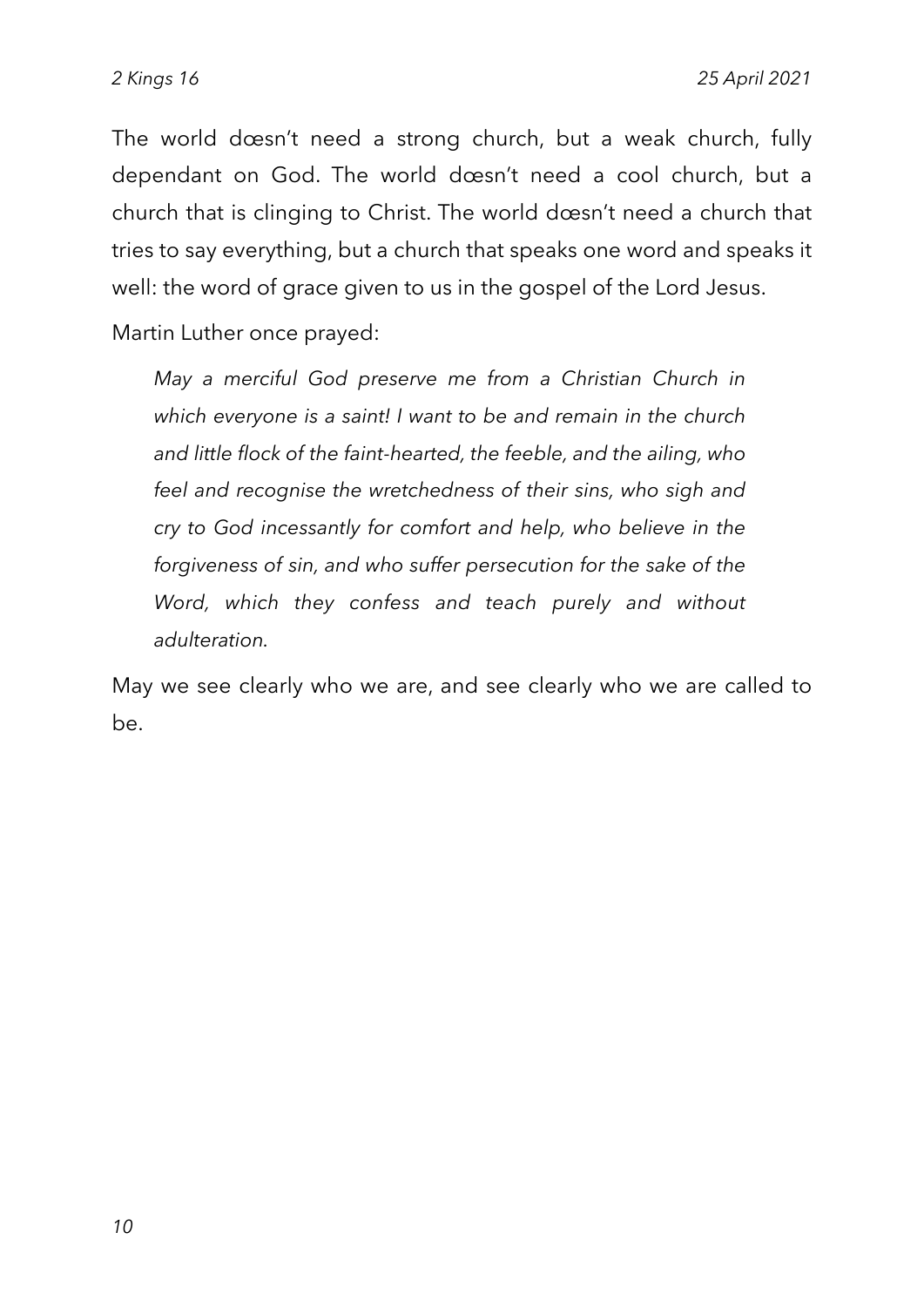The world dœsn't need a strong church, but a weak church, fully dependant on God. The world dœsn't need a cool church, but a church that is clinging to Christ. The world dœsn't need a church that tries to say everything, but a church that speaks one word and speaks it well: the word of grace given to us in the gospel of the Lord Jesus.

Martin Luther once prayed:

> *May a merciful God preserve me from a Christian Church in which everyone is a saint! I want to be and remain in the church and little flock of the faint-hearted, the feeble, and the ailing, who feel and recognise the wretchedness of their sins, who sigh and cry to God incessantly for comfort and help, who believe in the forgiveness of sin, and who suffer persecution for the sake of the Word, which they confess and teach purely and without adulteration.*

May we see clearly who we are, and see clearly who we are called to be.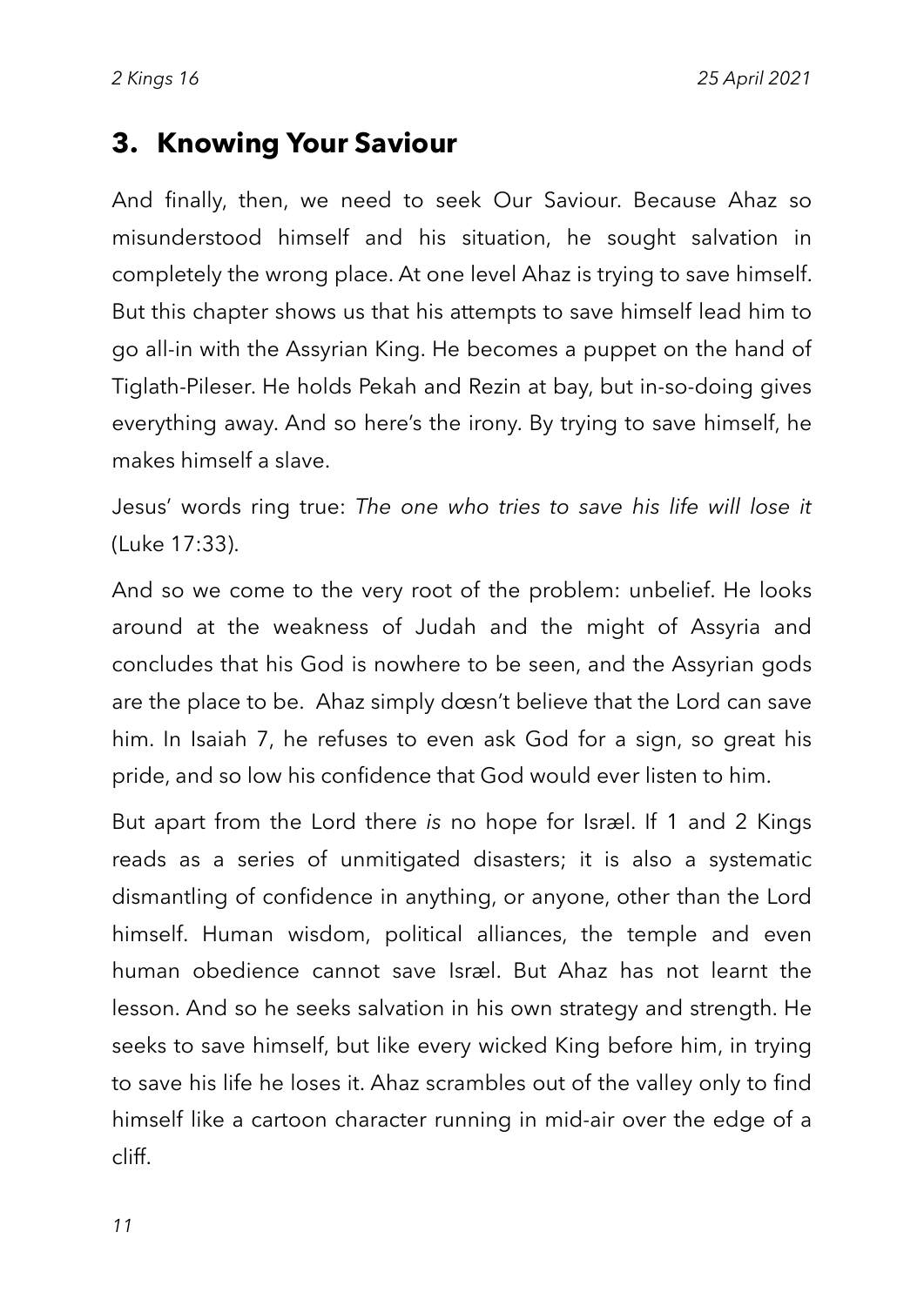## 3. Knowing Your Saviour

And finally, then, we need to seek Our Saviour. Because Ahaz so misunderstood himself and his situation, he sought salvation in completely the wrong place. At one level Ahaz is trying to save himself. But this chapter shows us that his attempts to save himself lead him to go all-in with the Assyrian King. He becomes a puppet on the hand of Tiglath-Pileser. He holds Pekah and Rezin at bay, but in-so-doing gives everything away. And so here's the irony. By trying to save himself, he makes himself a slave.

Jesus' words ring true: *The one who tries to save his life will lose it* (Luke 17:33).

And so we come to the very root of the problem: unbelief. He looks around at the weakness of Judah and the might of Assyria and concludes that his God is nowhere to be seen, and the Assyrian gods are the place to be. Ahaz simply dœsn't believe that the Lord can save him. In Isaiah 7, he refuses to even ask God for a sign, so great his pride, and so low his confidence that God would ever listen to him.

But apart from the Lord there *is* no hope for Isræl. If 1 and 2 Kings reads as a series of unmitigated disasters; it is also a systematic dismantling of confidence in anything, or anyone, other than the Lord himself. Human wisdom, political alliances, the temple and even human obedience cannot save Isræl. But Ahaz has not learnt the lesson. And so he seeks salvation in his own strategy and strength. He seeks to save himself, but like every wicked King before him, in trying to save his life he loses it. Ahaz scrambles out of the valley only to find himself like a cartoon character running in mid-air over the edge of a cliff.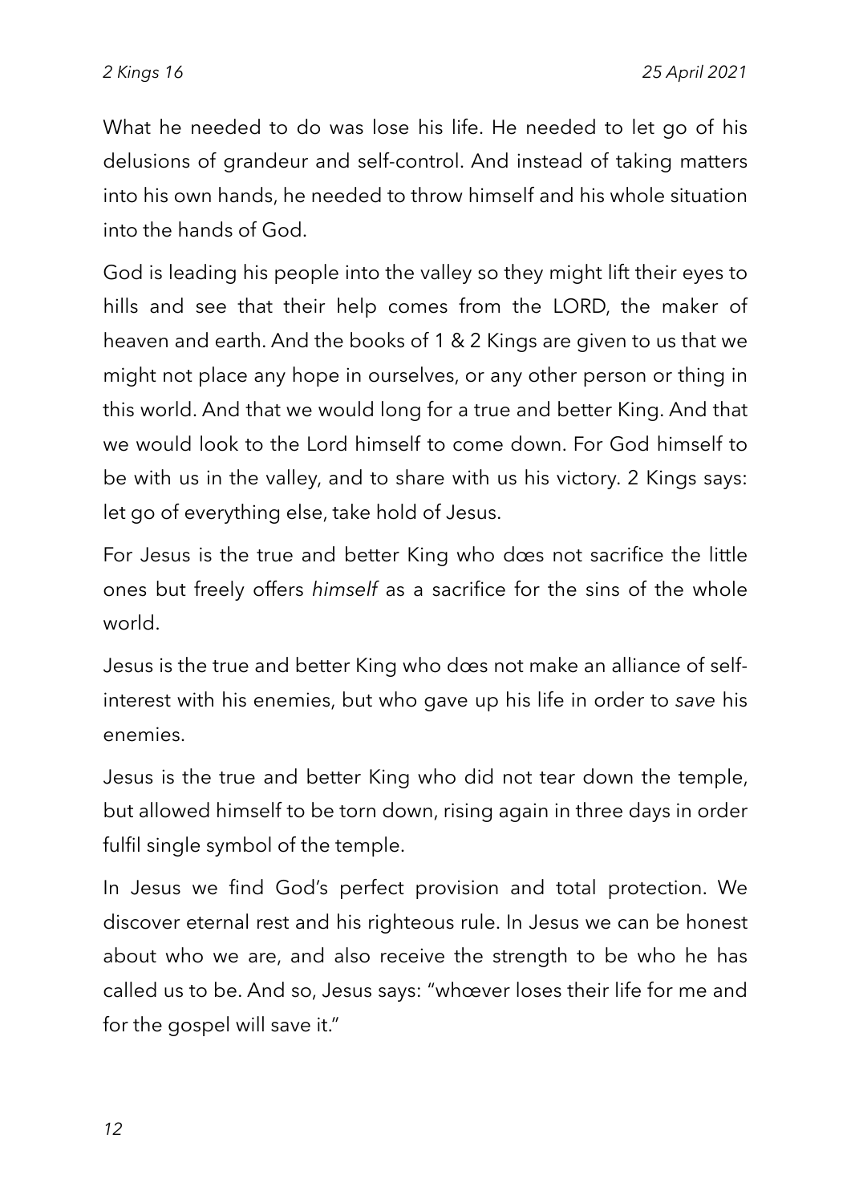What he needed to do was lose his life. He needed to let go of his delusions of grandeur and self-control. And instead of taking matters into his own hands, he needed to throw himself and his whole situation into the hands of God.

God is leading his people into the valley so they might lift their eyes to hills and see that their help comes from the LORD, the maker of heaven and earth. And the books of 1 & 2 Kings are given to us that we might not place any hope in ourselves, or any other person or thing in this world. And that we would long for a true and better King. And that we would look to the Lord himself to come down. For God himself to be with us in the valley, and to share with us his victory. 2 Kings says: let go of everything else, take hold of Jesus.

For Jesus is the true and better King who dœs not sacrifice the little ones but freely offers *himself* as a sacrifice for the sins of the whole world.

Jesus is the true and better King who dœs not make an alliance of self-interest with his enemies, but who gave up his life in order to *save* his enemies.

Jesus is the true and better King who did not tear down the temple, but allowed himself to be torn down, rising again in three days in order fulfil single symbol of the temple.

In Jesus we find God's perfect provision and total protection. We discover eternal rest and his righteous rule. In Jesus we can be honest about who we are, and also receive the strength to be who he has called us to be. And so, Jesus says: "whœver loses their life for me and for the gospel will save it."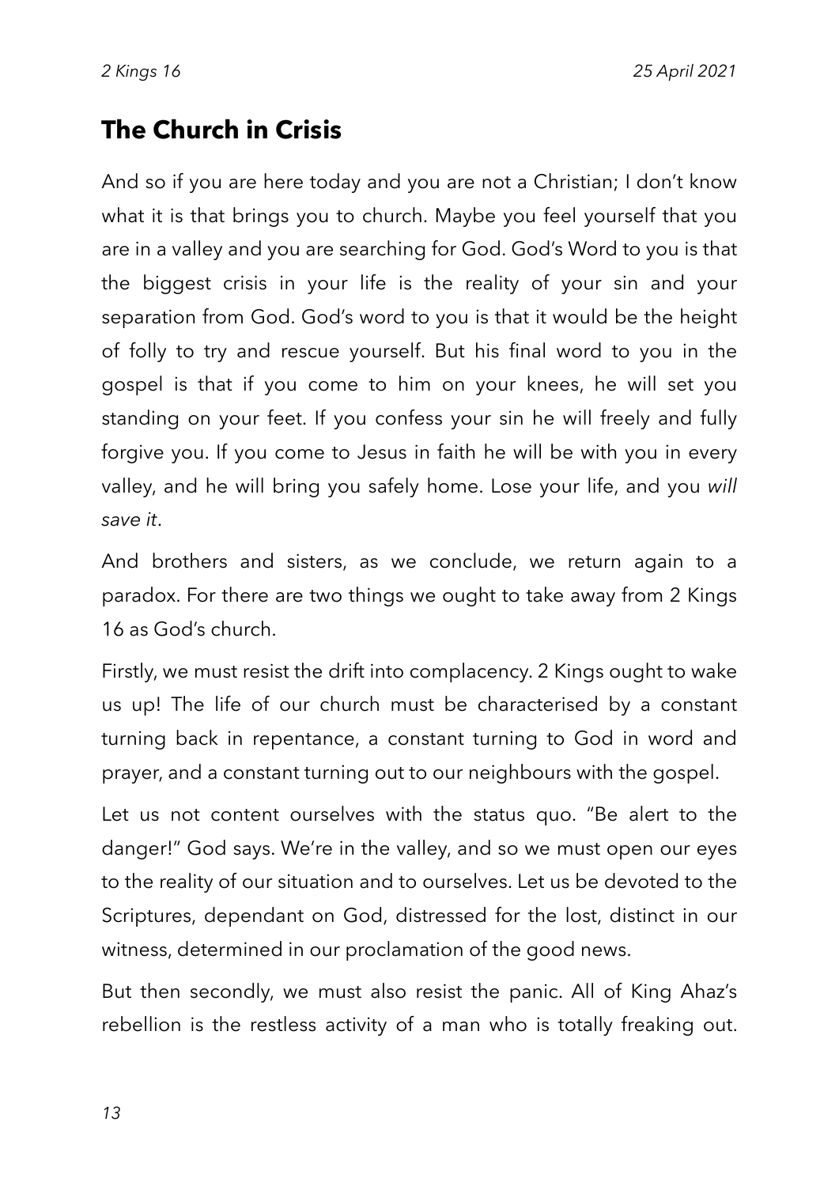## The Church in Crisis

And so if you are here today and you are not a Christian; I don't know what it is that brings you to church. Maybe you feel yourself that you are in a valley and you are searching for God. God's Word to you is that the biggest crisis in your life is the reality of your sin and your separation from God. God's word to you is that it would be the height of folly to try and rescue yourself. But his final word to you in the gospel is that if you come to him on your knees, he will set you standing on your feet. If you confess your sin he will freely and fully forgive you. If you come to Jesus in faith he will be with you in every valley, and he will bring you safely home. Lose your life, and you *will save it*.

And brothers and sisters, as we conclude, we return again to a paradox. For there are two things we ought to take away from 2 Kings 16 as God's church.

Firstly, we must resist the drift into complacency. 2 Kings ought to wake us up! The life of our church must be characterised by a constant turning back in repentance, a constant turning to God in word and prayer, and a constant turning out to our neighbours with the gospel.

Let us not content ourselves with the status quo. "Be alert to the danger!" God says. We're in the valley, and so we must open our eyes to the reality of our situation and to ourselves. Let us be devoted to the Scriptures, dependant on God, distressed for the lost, distinct in our witness, determined in our proclamation of the good news.

But then secondly, we must also resist the panic. All of King Ahaz's rebellion is the restless activity of a man who is totally freaking out.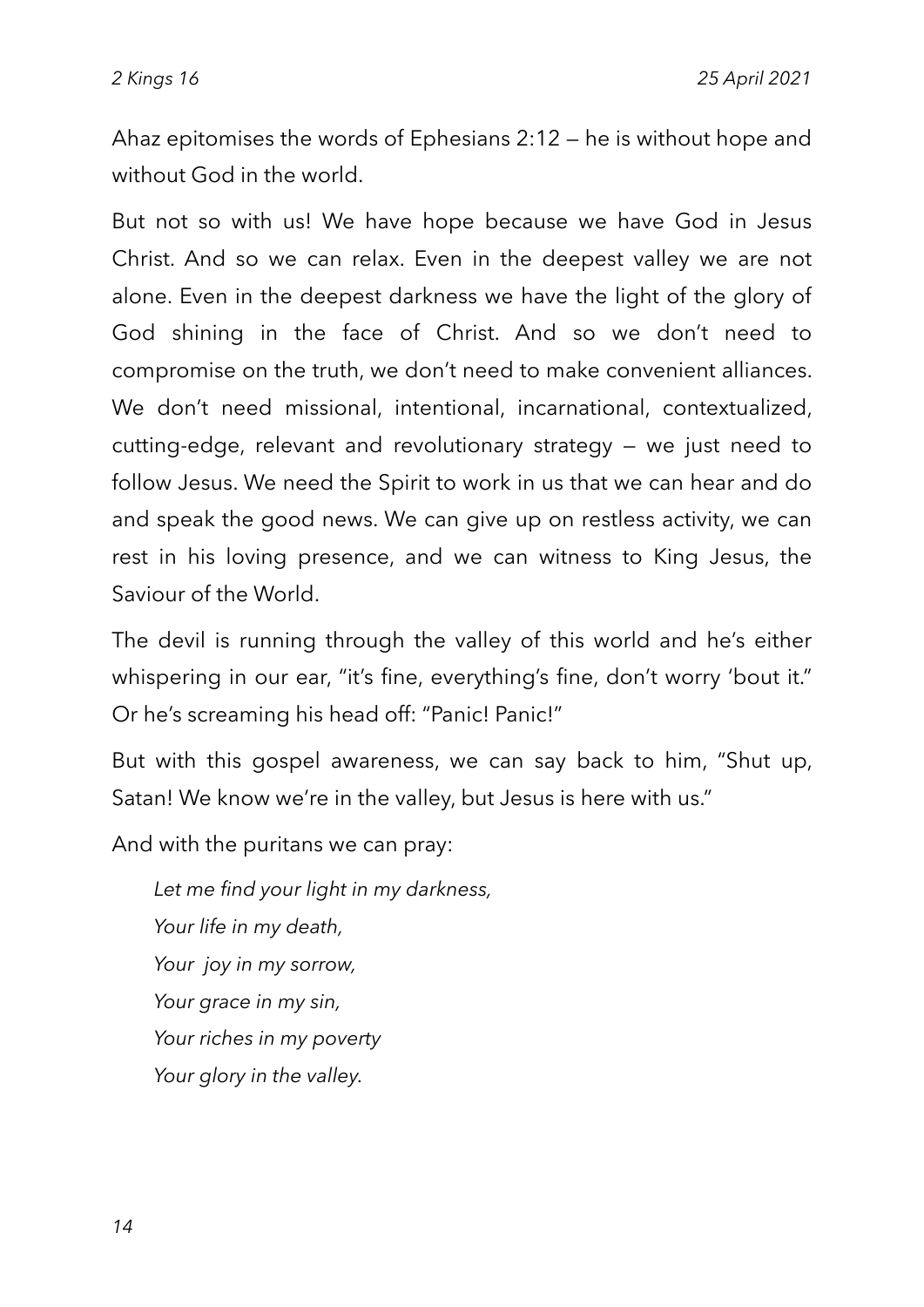Ahaz epitomises the words of Ephesians 2:12 — he is without hope and without God in the world.

But not so with us! We have hope because we have God in Jesus Christ. And so we can relax. Even in the deepest valley we are not alone. Even in the deepest darkness we have the light of the glory of God shining in the face of Christ. And so we don't need to compromise on the truth, we don't need to make convenient alliances. We don't need missional, intentional, incarnational, contextualized, cutting-edge, relevant and revolutionary strategy — we just need to follow Jesus. We need the Spirit to work in us that we can hear and do and speak the good news. We can give up on restless activity, we can rest in his loving presence, and we can witness to King Jesus, the Saviour of the World.

The devil is running through the valley of this world and he's either whispering in our ear, "it's fine, everything's fine, don't worry 'bout it." Or he's screaming his head off: "Panic! Panic!"

But with this gospel awareness, we can say back to him, "Shut up, Satan! We know we're in the valley, but Jesus is here with us."

And with the puritans we can pray:

> *Let me find your light in my darkness,*
> *Your life in my death,*
> *Your joy in my sorrow,*
> *Your grace in my sin,*
> *Your riches in my poverty*
> *Your glory in the valley.*